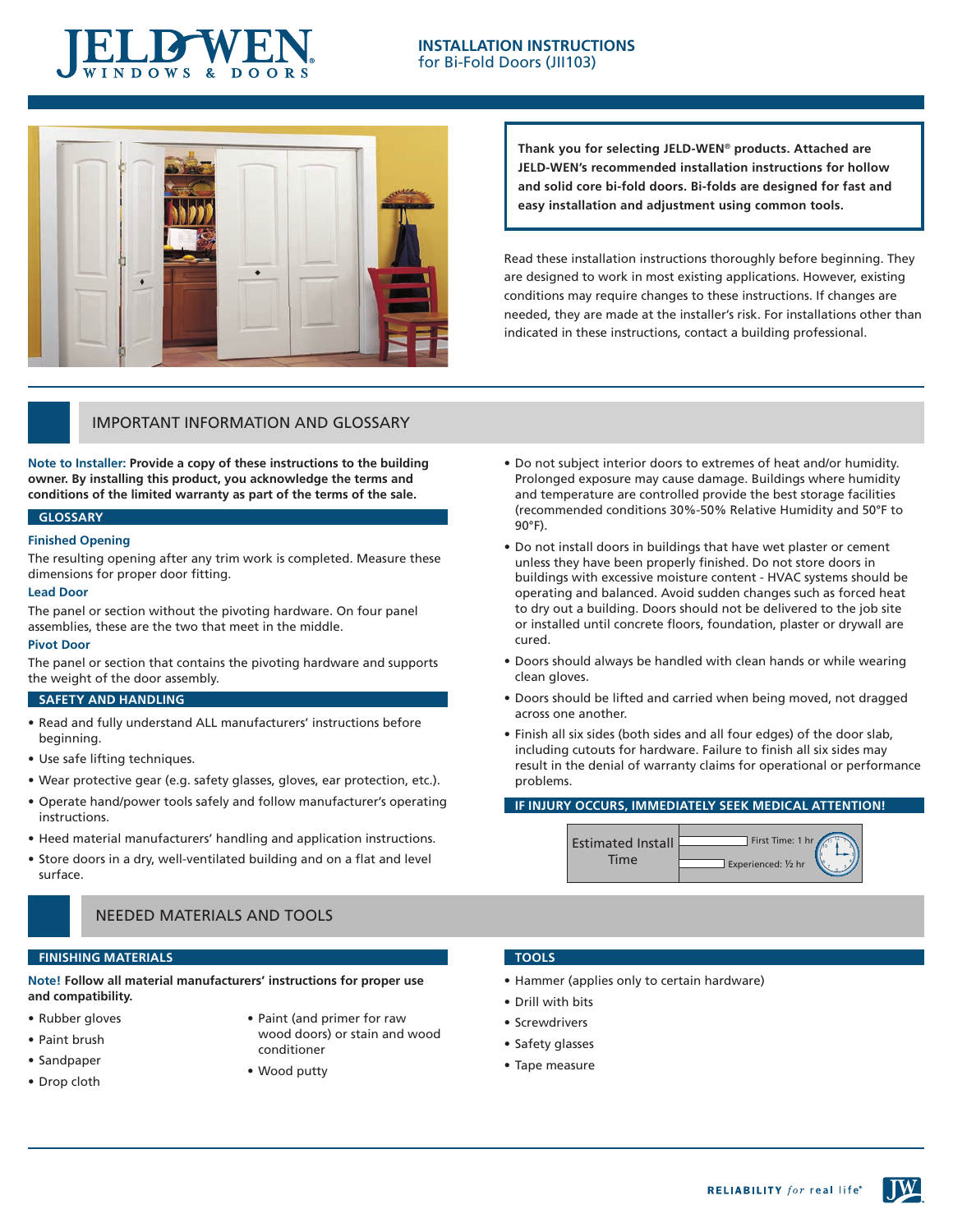# INSTALLATION INSTRUCTIONS
for Bi-Fold Doors (JII103)

**Thank you for selecting JELD-WEN® products. Attached are JELD-WEN's recommended installation instructions for hollow and solid core bi-fold doors. Bi-folds are designed for fast and easy installation and adjustment using common tools.**

Read these installation instructions thoroughly before beginning. They are designed to work in most existing applications. However, existing conditions may require changes to these instructions. If changes are needed, they are made at the installer's risk. For installations other than indicated in these instructions, contact a building professional.

## IMPORTANT INFORMATION AND GLOSSARY

**Note to Installer:** **Provide a copy of these instructions to the building owner. By installing this product, you acknowledge the terms and conditions of the limited warranty as part of the terms of the sale.**

### GLOSSARY

**Finished Opening**

The resulting opening after any trim work is completed. Measure these dimensions for proper door fitting.

**Lead Door**

The panel or section without the pivoting hardware. On four panel assemblies, these are the two that meet in the middle.

**Pivot Door**

The panel or section that contains the pivoting hardware and supports the weight of the door assembly.

### SAFETY AND HANDLING

- Read and fully understand ALL manufacturers' instructions before beginning.
- Use safe lifting techniques.
- Wear protective gear (e.g. safety glasses, gloves, ear protection, etc.).
- Operate hand/power tools safely and follow manufacturer's operating instructions.
- Heed material manufacturers' handling and application instructions.
- Store doors in a dry, well-ventilated building and on a flat and level surface.
- Do not subject interior doors to extremes of heat and/or humidity. Prolonged exposure may cause damage. Buildings where humidity and temperature are controlled provide the best storage facilities (recommended conditions 30%-50% Relative Humidity and 50°F to 90°F).
- Do not install doors in buildings that have wet plaster or cement unless they have been properly finished. Do not store doors in buildings with excessive moisture content - HVAC systems should be operating and balanced. Avoid sudden changes such as forced heat to dry out a building. Doors should not be delivered to the job site or installed until concrete floors, foundation, plaster or drywall are cured.
- Doors should always be handled with clean hands or while wearing clean gloves.
- Doors should be lifted and carried when being moved, not dragged across one another.
- Finish all six sides (both sides and all four edges) of the door slab, including cutouts for hardware. Failure to finish all six sides may result in the denial of warranty claims for operational or performance problems.

**IF INJURY OCCURS, IMMEDIATELY SEEK MEDICAL ATTENTION!**

| Estimated Install Time | |
|---|---|
| First Time: 1 hr | Experienced: ½ hr |

## NEEDED MATERIALS AND TOOLS

### FINISHING MATERIALS

**Note!** **Follow all material manufacturers' instructions for proper use and compatibility.**

- Rubber gloves
- Paint brush
- Sandpaper
- Drop cloth
- Paint (and primer for raw wood doors) or stain and wood conditioner
- Wood putty

### TOOLS

- Hammer (applies only to certain hardware)
- Drill with bits
- Screwdrivers
- Safety glasses
- Tape measure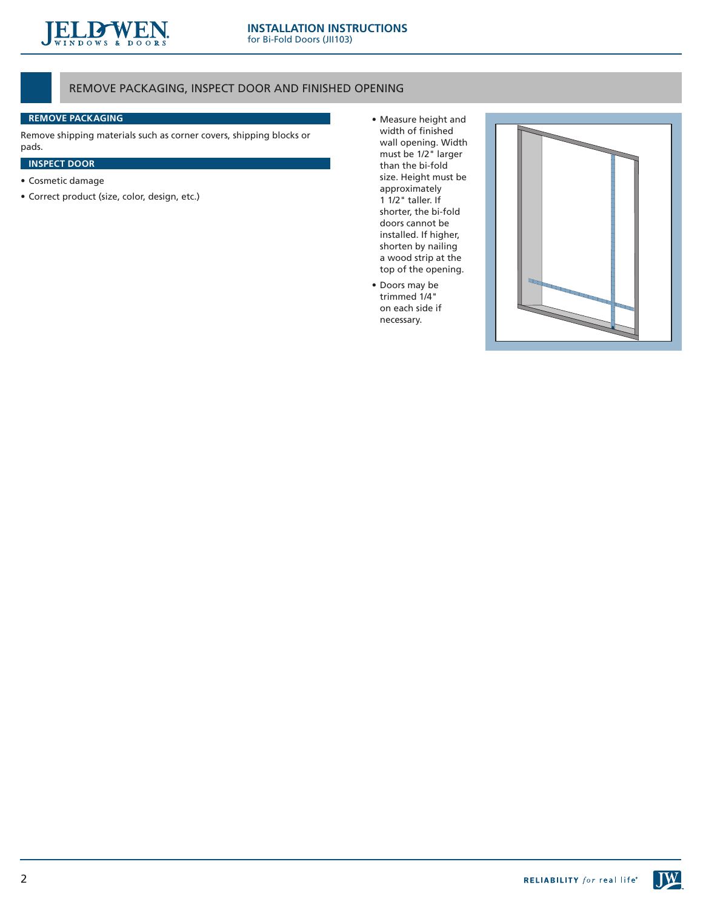## REMOVE PACKAGING, INSPECT DOOR AND FINISHED OPENING

### REMOVE PACKAGING

Remove shipping materials such as corner covers, shipping blocks or pads.

### INSPECT DOOR

- Cosmetic damage
- Correct product (size, color, design, etc.)

- Measure height and width of finished wall opening. Width must be 1/2" larger than the bi-fold size. Height must be approximately 1 1/2" taller. If shorter, the bi-fold doors cannot be installed. If higher, shorten by nailing a wood strip at the top of the opening.
- Doors may be trimmed 1/4" on each side if necessary.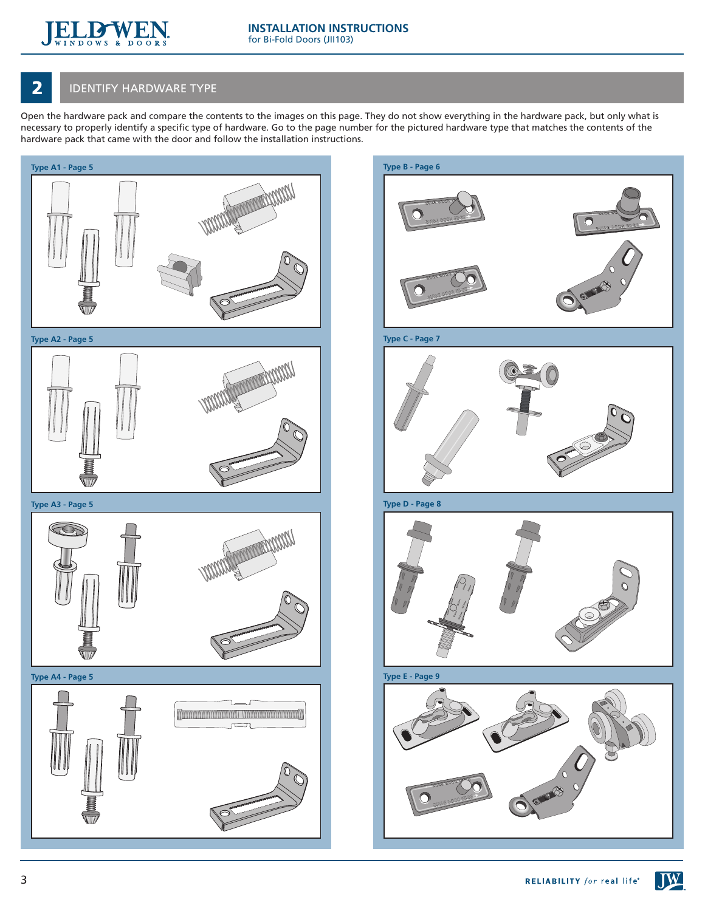## 2 IDENTIFY HARDWARE TYPE

Open the hardware pack and compare the contents to the images on this page. They do not show everything in the hardware pack, but only what is necessary to properly identify a specific type of hardware. Go to the page number for the pictured hardware type that matches the contents of the hardware pack that came with the door and follow the installation instructions.

**Type A1 - Page 5**

**Type A2 - Page 5**

**Type A3 - Page 5**

**Type A4 - Page 5**

**Type B - Page 6**

**Type C - Page 7**

**Type D - Page 8**

**Type E - Page 9**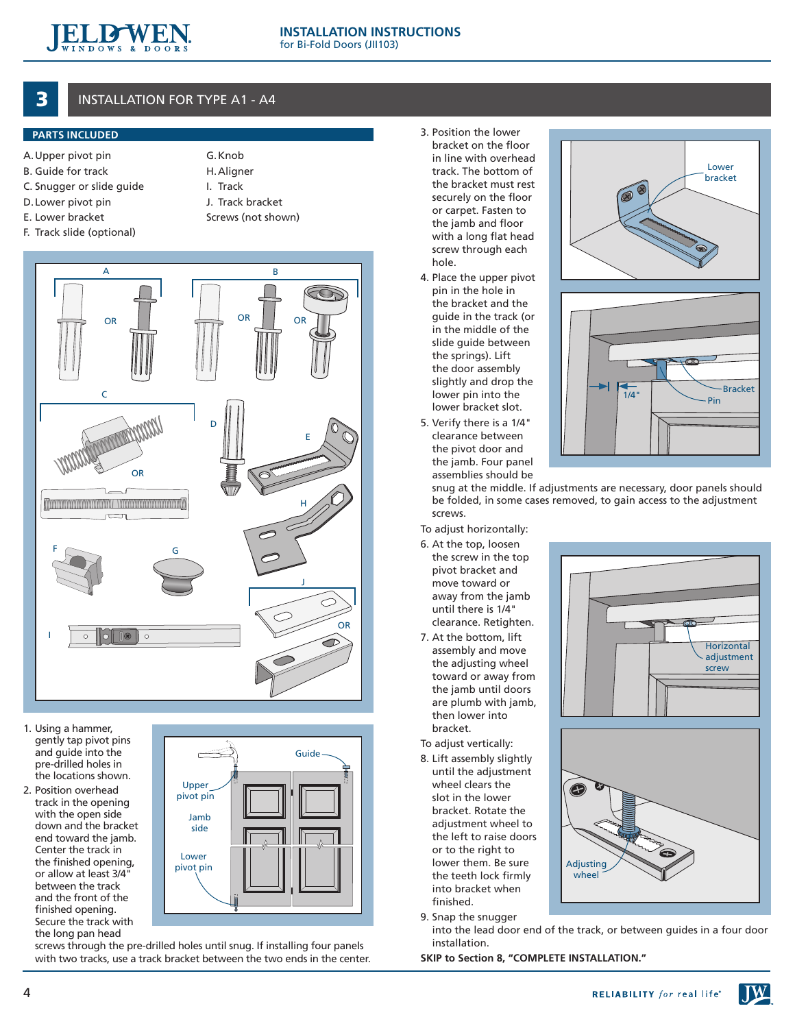## 3 INSTALLATION FOR TYPE A1 - A4

### PARTS INCLUDED

- A. Upper pivot pin
- B. Guide for track
- C. Snugger or slide guide
- D. Lower pivot pin
- E. Lower bracket
- F. Track slide (optional)
- G. Knob
- H. Aligner
- I. Track
- J. Track bracket
- Screws (not shown)

1. Using a hammer, gently tap pivot pins and guide into the pre-drilled holes in the locations shown.
2. Position overhead track in the opening with the open side down and the bracket end toward the jamb. Center the track in the finished opening, or allow at least 3/4" between the track and the front of the finished opening. Secure the track with the long pan head screws through the pre-drilled holes until snug. If installing four panels with two tracks, use a track bracket between the two ends in the center.
3. Position the lower bracket on the floor in line with overhead track. The bottom of the bracket must rest securely on the floor or carpet. Fasten to the jamb and floor with a long flat head screw through each hole.
4. Place the upper pivot pin in the hole in the bracket and the guide in the track (or in the middle of the slide guide between the springs). Lift the door assembly slightly and drop the lower pin into the lower bracket slot.
5. Verify there is a 1/4" clearance between the pivot door and the jamb. Four panel assemblies should be snug at the middle. If adjustments are necessary, door panels should be folded, in some cases removed, to gain access to the adjustment screws.

To adjust horizontally:

6. At the top, loosen the screw in the top pivot bracket and move toward or away from the jamb until there is 1/4" clearance. Retighten.
7. At the bottom, lift assembly and move the adjusting wheel toward or away from the jamb until doors are plumb with jamb, then lower into bracket.

To adjust vertically:

8. Lift assembly slightly until the adjustment wheel clears the slot in the lower bracket. Rotate the adjustment wheel to the left to raise doors or to the right to lower them. Be sure the teeth lock firmly into bracket when finished.
9. Snap the snugger into the lead door end of the track, or between guides in a four door installation.

**SKIP to Section 8, "COMPLETE INSTALLATION."**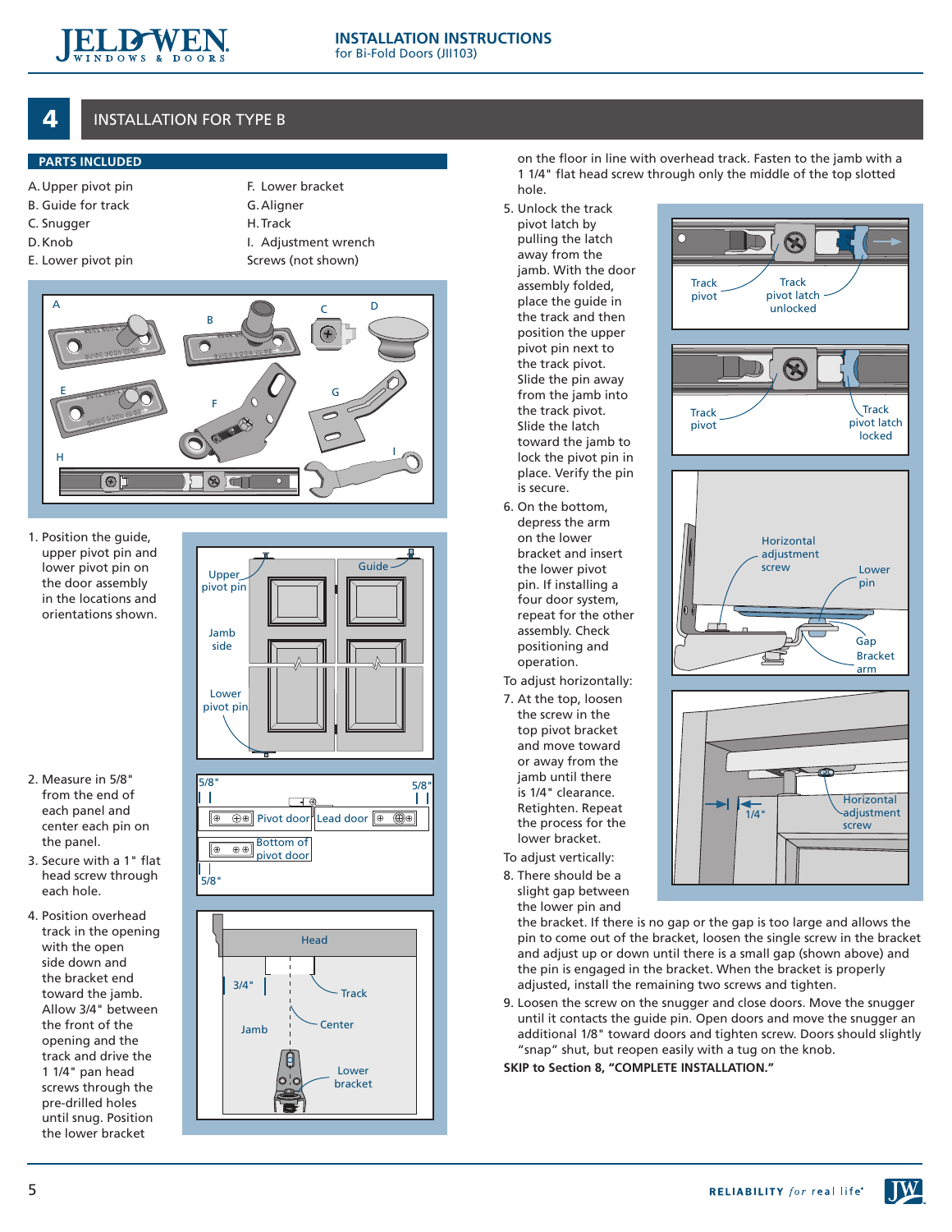# 4 INSTALLATION FOR TYPE B

## PARTS INCLUDED

A. Upper pivot pin
B. Guide for track
C. Snugger
D. Knob
E. Lower pivot pin
F. Lower bracket
G. Aligner
H. Track
I. Adjustment wrench
Screws (not shown)

1. Position the guide, upper pivot pin and lower pivot pin on the door assembly in the locations and orientations shown.
2. Measure in 5/8" from the end of each panel and center each pin on the panel.
3. Secure with a 1" flat head screw through each hole.
4. Position overhead track in the opening with the open side down and the bracket end toward the jamb. Allow 3/4" between the front of the opening and the track and drive the 1 1/4" pan head screws through the pre-drilled holes until snug. Position the lower bracket on the floor in line with overhead track. Fasten to the jamb with a 1 1/4" flat head screw through only the middle of the top slotted hole.
5. Unlock the track pivot latch by pulling the latch away from the jamb. With the door assembly folded, place the guide in the track and then position the upper pivot pin next to the track pivot. Slide the pin away from the jamb into the track pivot. Slide the latch toward the jamb to lock the pivot pin in place. Verify the pin is secure.
6. On the bottom, depress the arm on the lower bracket and insert the lower pivot pin. If installing a four door system, repeat for the other assembly. Check positioning and operation.

To adjust horizontally:

7. At the top, loosen the screw in the top pivot bracket and move toward or away from the jamb until there is 1/4" clearance. Retighten. Repeat the process for the lower bracket.

To adjust vertically:

8. There should be a slight gap between the lower pin and the bracket. If there is no gap or the gap is too large and allows the pin to come out of the bracket, loosen the single screw in the bracket and adjust up or down until there is a small gap (shown above) and the pin is engaged in the bracket. When the bracket is properly adjusted, install the remaining two screws and tighten.
9. Loosen the screw on the snugger and close doors. Move the snugger until it contacts the guide pin. Open doors and move the snugger an additional 1/8" toward doors and tighten screw. Doors should slightly "snap" shut, but reopen easily with a tug on the knob.

**SKIP to Section 8, "COMPLETE INSTALLATION."**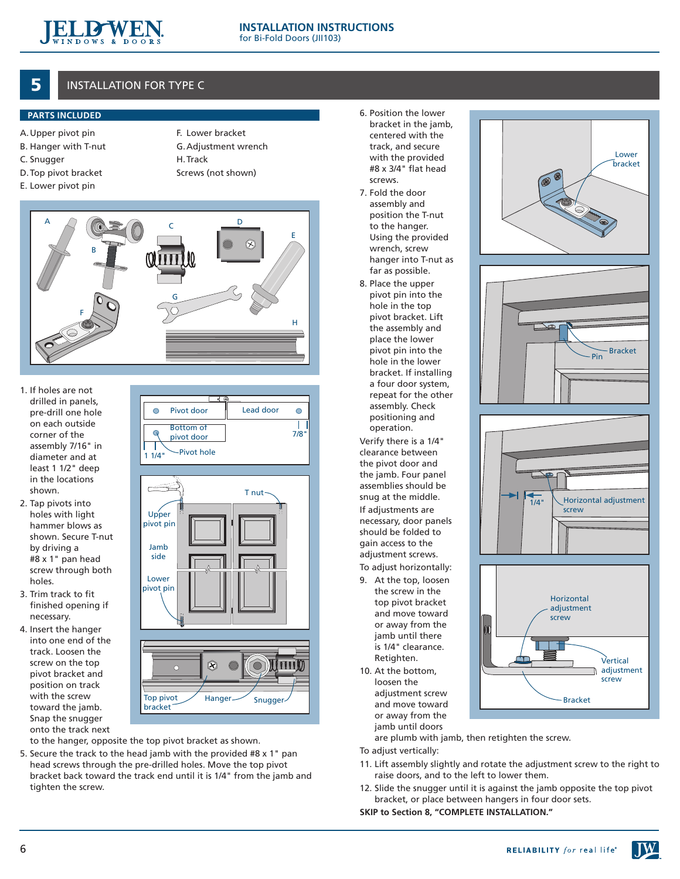## 5 INSTALLATION FOR TYPE C

### PARTS INCLUDED

- A. Upper pivot pin
- B. Hanger with T-nut
- C. Snugger
- D. Top pivot bracket
- E. Lower pivot pin
- F. Lower bracket
- G. Adjustment wrench
- H. Track
- Screws (not shown)

1. If holes are not drilled in panels, pre-drill one hole on each outside corner of the assembly 7/16" in diameter and at least 1 1/2" deep in the locations shown.
2. Tap pivots into holes with light hammer blows as shown. Secure T-nut by driving a #8 x 1" pan head screw through both holes.
3. Trim track to fit finished opening if necessary.
4. Insert the hanger into one end of the track. Loosen the screw on the top pivot bracket and position on track with the screw toward the jamb. Snap the snugger onto the track next to the hanger, opposite the top pivot bracket as shown.
5. Secure the track to the head jamb with the provided #8 x 1" pan head screws through the pre-drilled holes. Move the top pivot bracket back toward the track end until it is 1/4" from the jamb and tighten the screw.
6. Position the lower bracket in the jamb, centered with the track, and secure with the provided #8 x 3/4" flat head screws.
7. Fold the door assembly and position the T-nut to the hanger. Using the provided wrench, screw hanger into T-nut as far as possible.
8. Place the upper pivot pin into the hole in the top pivot bracket. Lift the assembly and place the lower pivot pin into the hole in the lower bracket. If installing a four door system, repeat for the other assembly. Check positioning and operation.

Verify there is a 1/4" clearance between the pivot door and the jamb. Four panel assemblies should be snug at the middle.

If adjustments are necessary, door panels should be folded to gain access to the adjustment screws.

To adjust horizontally:

9. At the top, loosen the screw in the top pivot bracket and move toward or away from the jamb until there is 1/4" clearance. Retighten.
10. At the bottom, loosen the adjustment screw and move toward or away from the jamb until doors are plumb with jamb, then retighten the screw.

To adjust vertically:

11. Lift assembly slightly and rotate the adjustment screw to the right to raise doors, and to the left to lower them.
12. Slide the snugger until it is against the jamb opposite the top pivot bracket, or place between hangers in four door sets.

**SKIP to Section 8, "COMPLETE INSTALLATION."**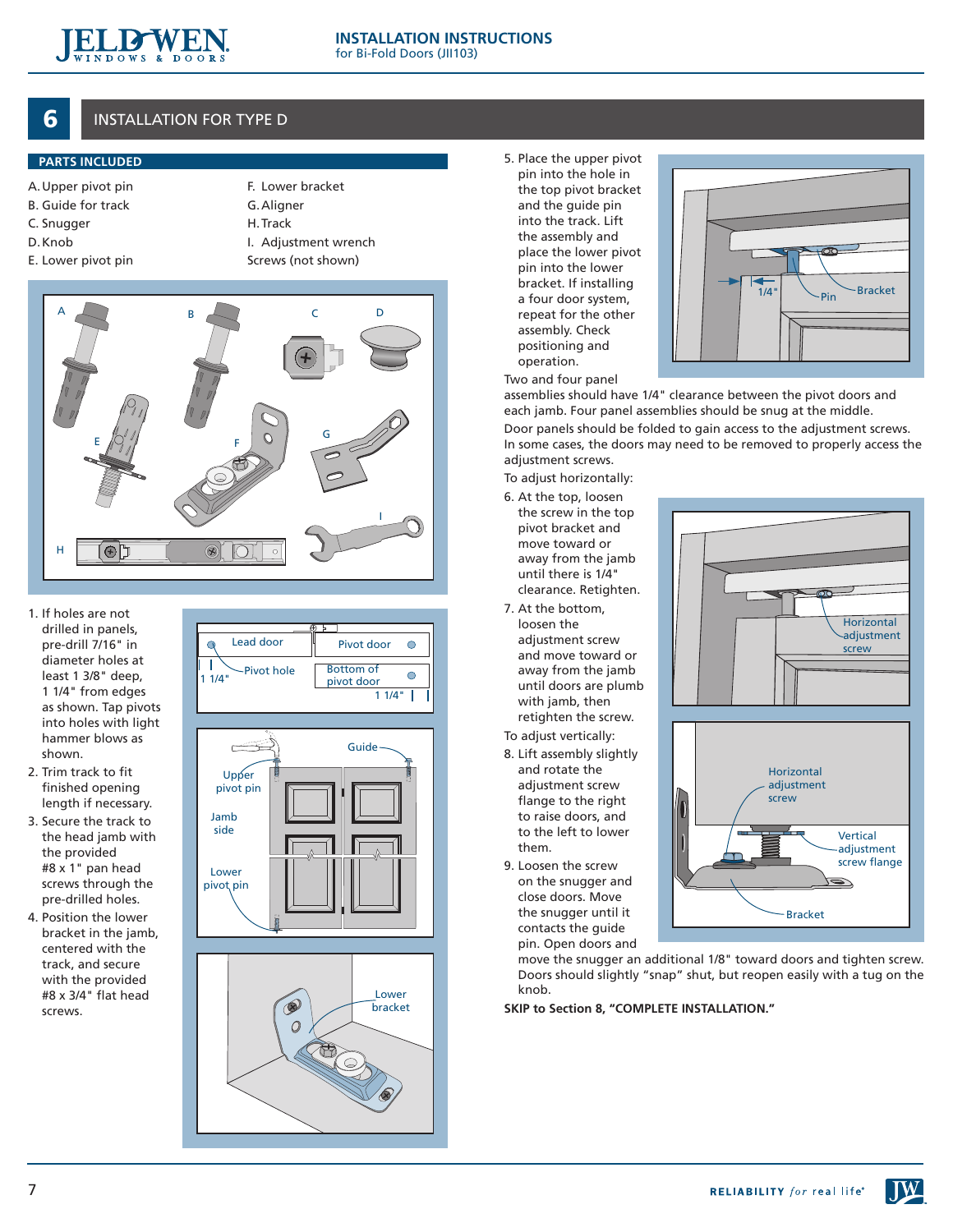## 6 INSTALLATION FOR TYPE D

### PARTS INCLUDED

A. Upper pivot pin
B. Guide for track
C. Snugger
D. Knob
E. Lower pivot pin
F. Lower bracket
G. Aligner
H. Track
I. Adjustment wrench
Screws (not shown)

1. If holes are not drilled in panels, pre-drill 7/16" in diameter holes at least 1 3/8" deep, 1 1/4" from edges as shown. Tap pivots into holes with light hammer blows as shown.
2. Trim track to fit finished opening length if necessary.
3. Secure the track to the head jamb with the provided #8 x 1" pan head screws through the pre-drilled holes.
4. Position the lower bracket in the jamb, centered with the track, and secure with the provided #8 x 3/4" flat head screws.
5. Place the upper pivot pin into the hole in the top pivot bracket and the guide pin into the track. Lift the assembly and place the lower pivot pin into the lower bracket. If installing a four door system, repeat for the other assembly. Check positioning and operation.

Two and four panel assemblies should have 1/4" clearance between the pivot doors and each jamb. Four panel assemblies should be snug at the middle.

Door panels should be folded to gain access to the adjustment screws. In some cases, the doors may need to be removed to properly access the adjustment screws.

To adjust horizontally:

6. At the top, loosen the screw in the top pivot bracket and move toward or away from the jamb until there is 1/4" clearance. Retighten.
7. At the bottom, loosen the adjustment screw and move toward or away from the jamb until doors are plumb with jamb, then retighten the screw.

To adjust vertically:

8. Lift assembly slightly and rotate the adjustment screw flange to the right to raise doors, and to the left to lower them.
9. Loosen the screw on the snugger and close doors. Move the snugger until it contacts the guide pin. Open doors and move the snugger an additional 1/8" toward doors and tighten screw. Doors should slightly "snap" shut, but reopen easily with a tug on the knob.

**SKIP to Section 8, "COMPLETE INSTALLATION."**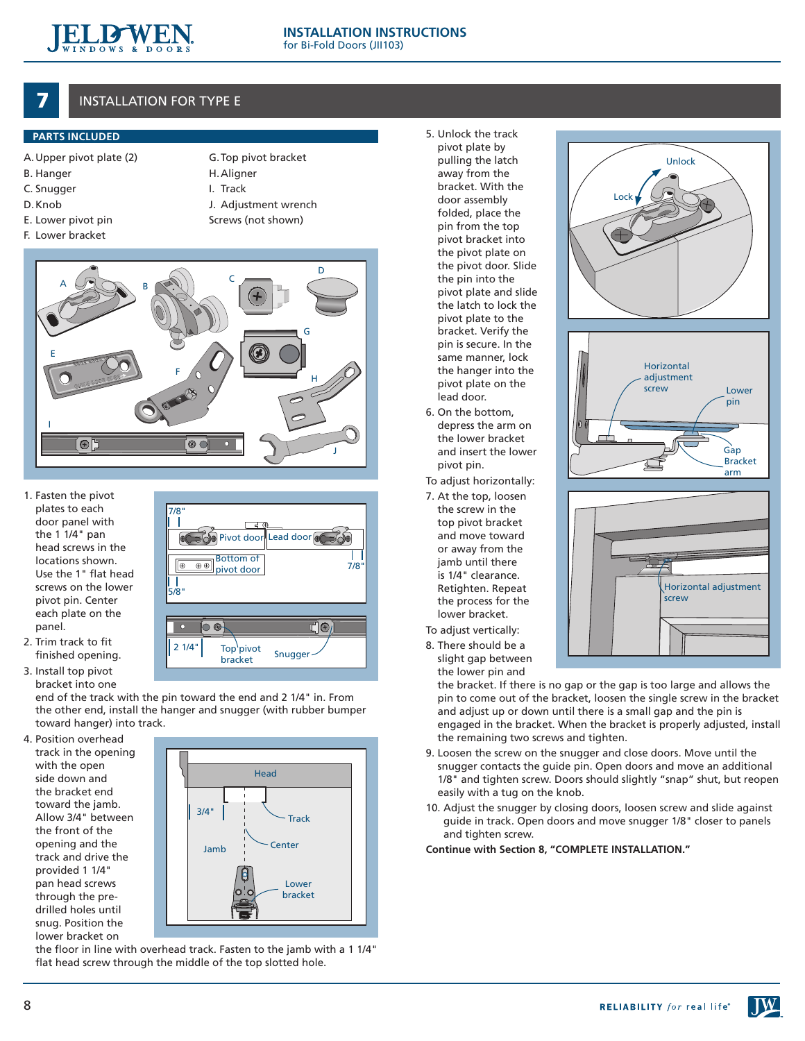## 7 INSTALLATION FOR TYPE E

### PARTS INCLUDED

- A. Upper pivot plate (2)
- B. Hanger
- C. Snugger
- D. Knob
- E. Lower pivot pin
- F. Lower bracket
- G. Top pivot bracket
- H. Aligner
- I. Track
- J. Adjustment wrench
- Screws (not shown)

1. Fasten the pivot plates to each door panel with the 1 1/4" pan head screws in the locations shown. Use the 1" flat head screws on the lower pivot pin. Center each plate on the panel.
2. Trim track to fit finished opening.
3. Install top pivot bracket into one end of the track with the pin toward the end and 2 1/4" in. From the other end, install the hanger and snugger (with rubber bumper toward hanger) into track.
4. Position overhead track in the opening with the open side down and the bracket end toward the jamb. Allow 3/4" between the front of the opening and the track and drive the provided 1 1/4" pan head screws through the pre-drilled holes until snug. Position the lower bracket on the floor in line with overhead track. Fasten to the jamb with a 1 1/4" flat head screw through the middle of the top slotted hole.
5. Unlock the track pivot plate by pulling the latch away from the bracket. With the door assembly folded, place the pin from the top pivot bracket into the pivot plate on the pivot door. Slide the pin into the pivot plate and slide the latch to lock the pivot plate to the bracket. Verify the pin is secure. In the same manner, lock the hanger into the pivot plate on the lead door.
6. On the bottom, depress the arm on the lower bracket and insert the lower pivot pin.

To adjust horizontally:

7. At the top, loosen the screw in the top pivot bracket and move toward or away from the jamb until there is 1/4" clearance. Retighten. Repeat the process for the lower bracket.

To adjust vertically:

8. There should be a slight gap between the lower pin and the bracket. If there is no gap or the gap is too large and allows the pin to come out of the bracket, loosen the single screw in the bracket and adjust up or down until there is a small gap and the pin is engaged in the bracket. When the bracket is properly adjusted, install the remaining two screws and tighten.
9. Loosen the screw on the snugger and close doors. Move until the snugger contacts the guide pin. Open doors and move an additional 1/8" and tighten screw. Doors should slightly "snap" shut, but reopen easily with a tug on the knob.
10. Adjust the snugger by closing doors, loosen screw and slide against guide in track. Open doors and move snugger 1/8" closer to panels and tighten screw.

**Continue with Section 8, "COMPLETE INSTALLATION."**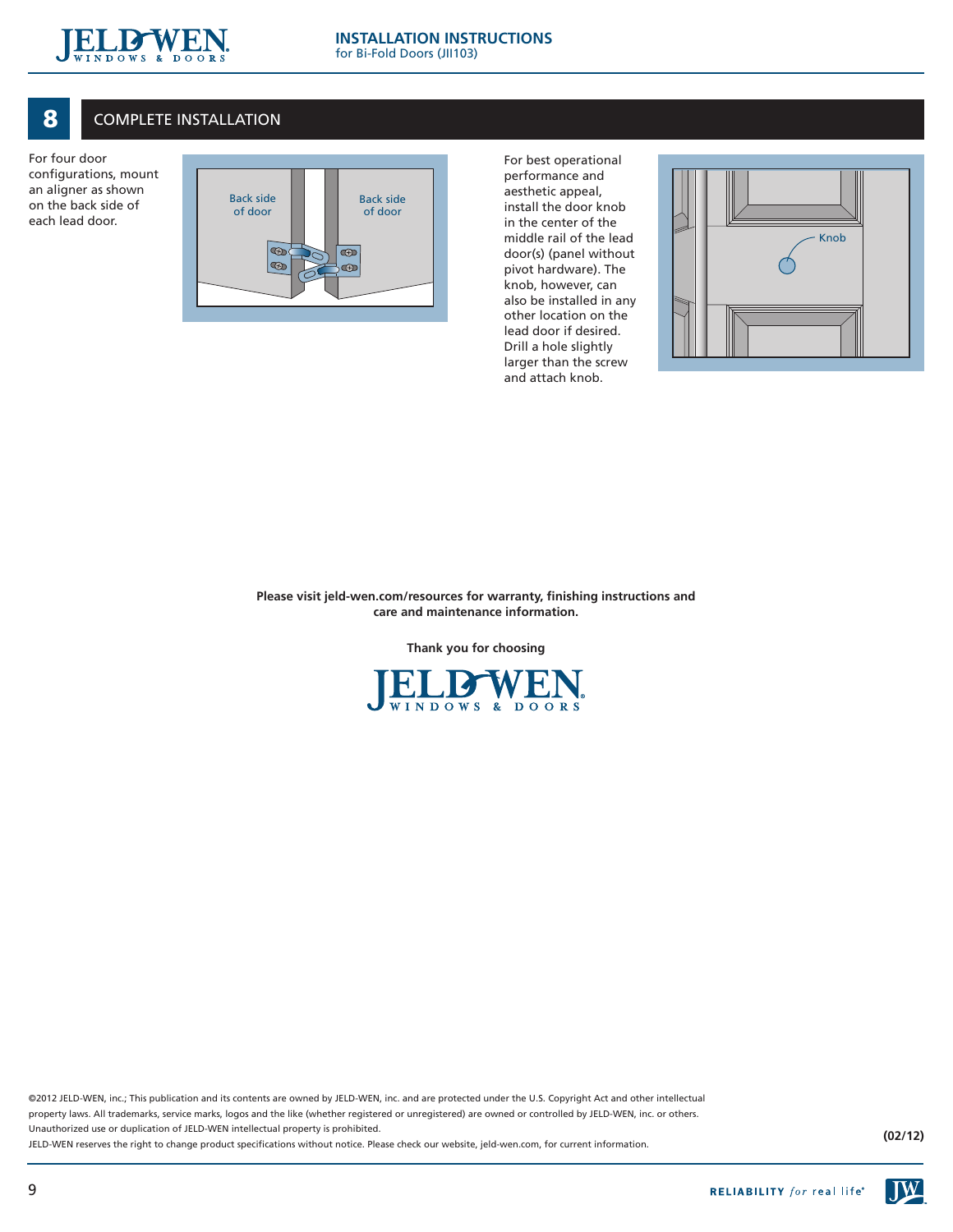## 8 COMPLETE INSTALLATION

For four door configurations, mount an aligner as shown on the back side of each lead door.

Back side of door

Back side of door

For best operational performance and aesthetic appeal, install the door knob in the center of the middle rail of the lead door(s) (panel without pivot hardware). The knob, however, can also be installed in any other location on the lead door if desired. Drill a hole slightly larger than the screw and attach knob.

Knob

**Please visit jeld-wen.com/resources for warranty, finishing instructions and care and maintenance information.**

**Thank you for choosing**

JELD-WEN WINDOWS & DOORS

©2012 JELD-WEN, inc.; This publication and its contents are owned by JELD-WEN, inc. and are protected under the U.S. Copyright Act and other intellectual property laws. All trademarks, service marks, logos and the like (whether registered or unregistered) are owned or controlled by JELD-WEN, inc. or others. Unauthorized use or duplication of JELD-WEN intellectual property is prohibited.
JELD-WEN reserves the right to change product specifications without notice. Please check our website, jeld-wen.com, for current information.

**(02/12)**